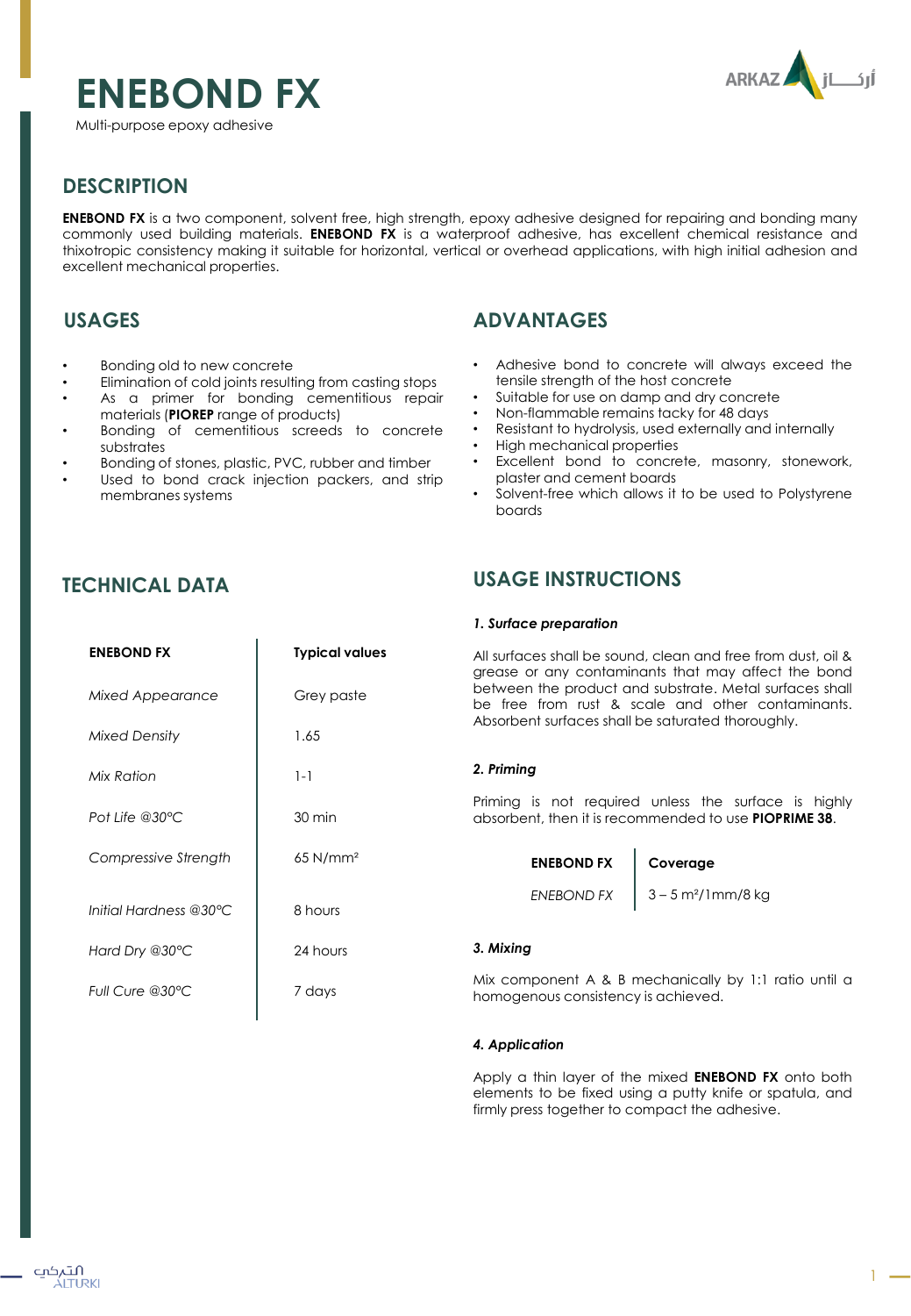# ENEBOND FX

Multi-purpose epoxy adhesive

## DESCRIPTION

**ENEBOND FX** is a two component, solvent free, high strength, epoxy adhesive designed for repairing and bonding many commonly used building materials. **ENEBOND FX** is a waterproof adhesive, has excellent chemical resistance and thixotropic consistency making it suitable for horizontal, vertical or overhead applications, with high initial adhesion and excellent mechanical properties.

## USAGES

- Bonding old to new concrete
- Elimination of cold joints resulting from casting stops
- As a primer for bonding cementitious repair materials (**PIOREP** range of products)
- Bonding of cementitious screeds to concrete substrates
- Bonding of stones, plastic, PVC, rubber and timber
- Used to bond crack injection packers, and strip membranes systems

## ADVANTAGES

- Adhesive bond to concrete will always exceed the tensile strength of the host concrete
- Suitable for use on damp and dry concrete
- Non-flammable remains tacky for 48 days
- Resistant to hydrolysis, used externally and internally
- High mechanical properties
- Excellent bond to concrete, masonry, stonework, plaster and cement boards
- Solvent-free which allows it to be used to Polystyrene boards

## TECHNICAL DATA

| ENEBOND FX | Typical values |
|---|---|
| *Mixed Appearance* | Grey paste |
| *Mixed Density* | 1.65 |
| *Mix Ration* | 1-1 |
| *Pot Life @30°C* | 30 min |
| *Compressive Strength* | 65 N/mm² |
| *Initial Hardness @30°C* | 8 hours |
| *Hard Dry @30°C* | 24 hours |
| *Full Cure @30°C* | 7 days |

## USAGE INSTRUCTIONS

### *1. Surface preparation*

All surfaces shall be sound, clean and free from dust, oil & grease or any contaminants that may affect the bond between the product and substrate. Metal surfaces shall be free from rust & scale and other contaminants. Absorbent surfaces shall be saturated thoroughly.

### *2. Priming*

Priming is not required unless the surface is highly absorbent, then it is recommended to use **PIOPRIME 38**.

| ENEBOND FX | Coverage |
|---|---|
| *ENEBOND FX* | 3 – 5 m²/1mm/8 kg |

### *3. Mixing*

Mix component A & B mechanically by 1:1 ratio until a homogenous consistency is achieved.

### *4. Application*

Apply a thin layer of the mixed **ENEBOND FX** onto both elements to be fixed using a putty knife or spatula, and firmly press together to compact the adhesive.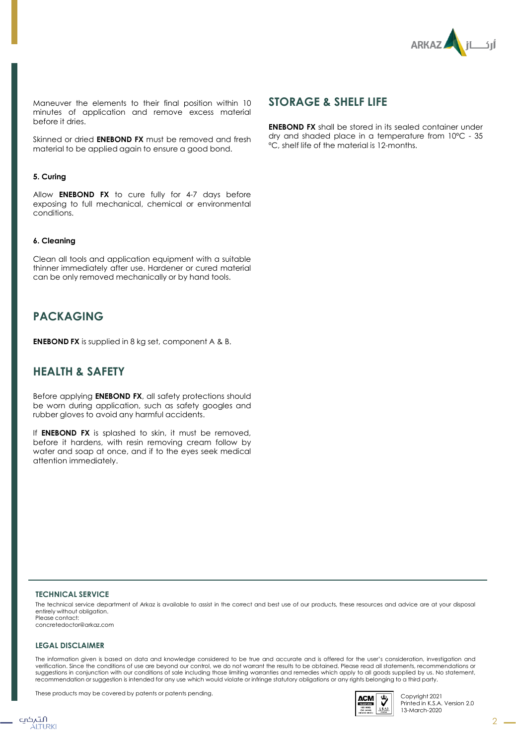Maneuver the elements to their final position within 10 minutes of application and remove excess material before it dries.

Skinned or dried **ENEBOND FX** must be removed and fresh material to be applied again to ensure a good bond.

#### 5. Curing

Allow **ENEBOND FX** to cure fully for 4-7 days before exposing to full mechanical, chemical or environmental conditions.

#### 6. Cleaning

Clean all tools and application equipment with a suitable thinner immediately after use. Hardener or cured material can be only removed mechanically or by hand tools.

## PACKAGING

**ENEBOND FX** is supplied in 8 kg set, component A & B.

## HEALTH & SAFETY

Before applying **ENEBOND FX**, all safety protections should be worn during application, such as safety googles and rubber gloves to avoid any harmful accidents.

If **ENEBOND FX** is splashed to skin, it must be removed, before it hardens, with resin removing cream follow by water and soap at once, and if to the eyes seek medical attention immediately.

## STORAGE & SHELF LIFE

**ENEBOND FX** shall be stored in its sealed container under dry and shaded place in a temperature from 10°C - 35 °C, shelf life of the material is 12-months.

### TECHNICAL SERVICE

The technical service department of Arkaz is available to assist in the correct and best use of our products, these resources and advice are at your disposal entirely without obligation.
Please contact:
concretedoctor@arkaz.com

### LEGAL DISCLAIMER

The information given is based on data and knowledge considered to be true and accurate and is offered for the user's consideration, investigation and verification. Since the conditions of use are beyond our control, we do not warrant the results to be obtained. Please read all statements, recommendations or suggestions in conjunction with our conditions of sale including those limiting warranties and remedies which apply to all goods supplied by us. No statement, recommendation or suggestion is intended for any use which would violate or infringe statutory obligations or any rights belonging to a third party.

These products may be covered by patents or patents pending.

Copyright 2021
Printed in K.S.A. Version 2.0
13-March-2020